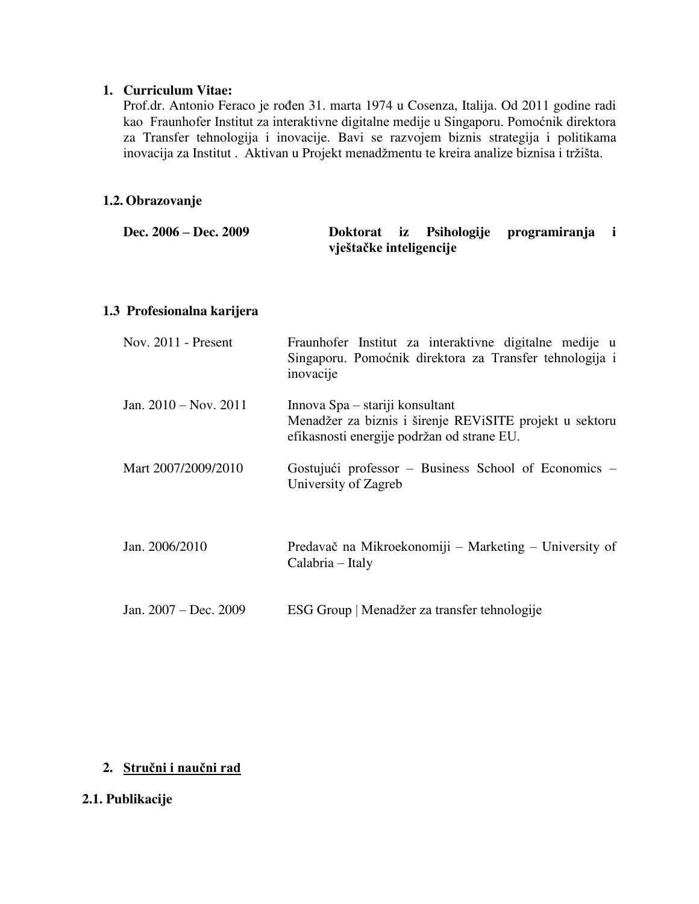## 1. Curriculum Vitae:

Prof.dr. Antonio Feraco je rođen 31. marta 1974 u Cosenza, Italija. Od 2011 godine radi kao Fraunhofer Institut za interaktivne digitalne medije u Singaporu. Pomoćnik direktora za Transfer tehnologija i inovacije. Bavi se razvojem biznis strategija i politikama inovacija za Institut . Aktivan u Projekt menadžmentu te kreira analize biznisa i tržišta.

### 1.2. Obrazovanje

| | |
|---|---|
| **Dec. 2006 – Dec. 2009** | **Doktorat iz Psihologije programiranja i vještačke inteligencije** |

### 1.3 Profesionalna karijera

| | |
|---|---|
| Nov. 2011 - Present | Fraunhofer Institut za interaktivne digitalne medije u Singaporu. Pomoćnik direktora za Transfer tehnologija i inovacije |
| Jan. 2010 – Nov. 2011 | Innova Spa – stariji konsultant<br>Menadžer za biznis i širenje REViSITE projekt u sektoru efikasnosti energije podržan od strane EU. |
| Mart 2007/2009/2010 | Gostujući professor – Business School of Economics – University of Zagreb |
| Jan. 2006/2010 | Predavač na Mikroekonomiji – Marketing – University of Calabria – Italy |
| Jan. 2007 – Dec. 2009 | ESG Group \| Menadžer za transfer tehnologije |

## 2. Stručni i naučni rad

### 2.1. Publikacije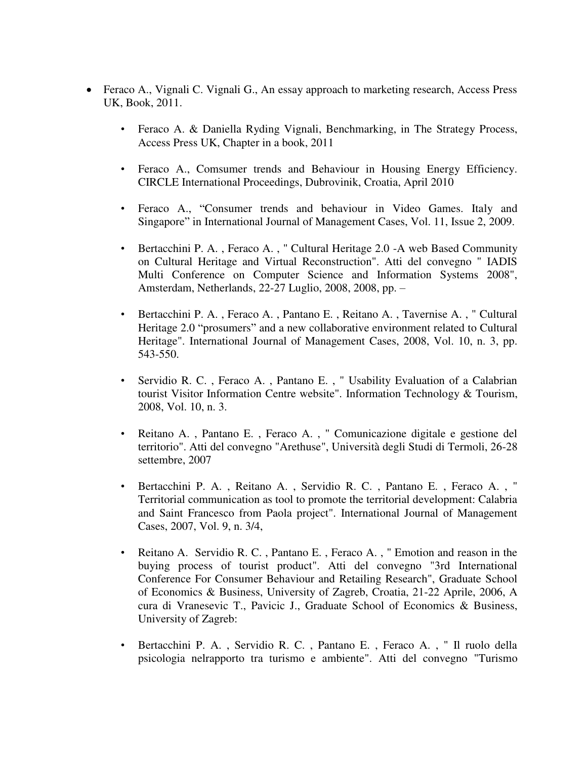- Feraco A., Vignali C. Vignali G., An essay approach to marketing research, Access Press UK, Book, 2011.

    - Feraco A. & Daniella Ryding Vignali, Benchmarking, in The Strategy Process, Access Press UK, Chapter in a book, 2011

    - Feraco A., Comsumer trends and Behaviour in Housing Energy Efficiency. CIRCLE International Proceedings, Dubrovinik, Croatia, April 2010

    - Feraco A., "Consumer trends and behaviour in Video Games. Italy and Singapore" in International Journal of Management Cases, Vol. 11, Issue 2, 2009.

    - Bertacchini P. A. , Feraco A. , " Cultural Heritage 2.0 -A web Based Community on Cultural Heritage and Virtual Reconstruction". Atti del convegno " IADIS Multi Conference on Computer Science and Information Systems 2008", Amsterdam, Netherlands, 22-27 Luglio, 2008, 2008, pp. –

    - Bertacchini P. A. , Feraco A. , Pantano E. , Reitano A. , Tavernise A. , " Cultural Heritage 2.0 "prosumers" and a new collaborative environment related to Cultural Heritage". International Journal of Management Cases, 2008, Vol. 10, n. 3, pp. 543-550.

    - Servidio R. C. , Feraco A. , Pantano E. , " Usability Evaluation of a Calabrian tourist Visitor Information Centre website". Information Technology & Tourism, 2008, Vol. 10, n. 3.

    - Reitano A. , Pantano E. , Feraco A. , " Comunicazione digitale e gestione del territorio". Atti del convegno "Arethuse", Università degli Studi di Termoli, 26-28 settembre, 2007

    - Bertacchini P. A. , Reitano A. , Servidio R. C. , Pantano E. , Feraco A. , " Territorial communication as tool to promote the territorial development: Calabria and Saint Francesco from Paola project". International Journal of Management Cases, 2007, Vol. 9, n. 3/4,

    - Reitano A. Servidio R. C. , Pantano E. , Feraco A. , " Emotion and reason in the buying process of tourist product". Atti del convegno "3rd International Conference For Consumer Behaviour and Retailing Research", Graduate School of Economics & Business, University of Zagreb, Croatia, 21-22 Aprile, 2006, A cura di Vranesevic T., Pavicic J., Graduate School of Economics & Business, University of Zagreb:

    - Bertacchini P. A. , Servidio R. C. , Pantano E. , Feraco A. , " Il ruolo della psicologia nelrapporto tra turismo e ambiente". Atti del convegno "Turismo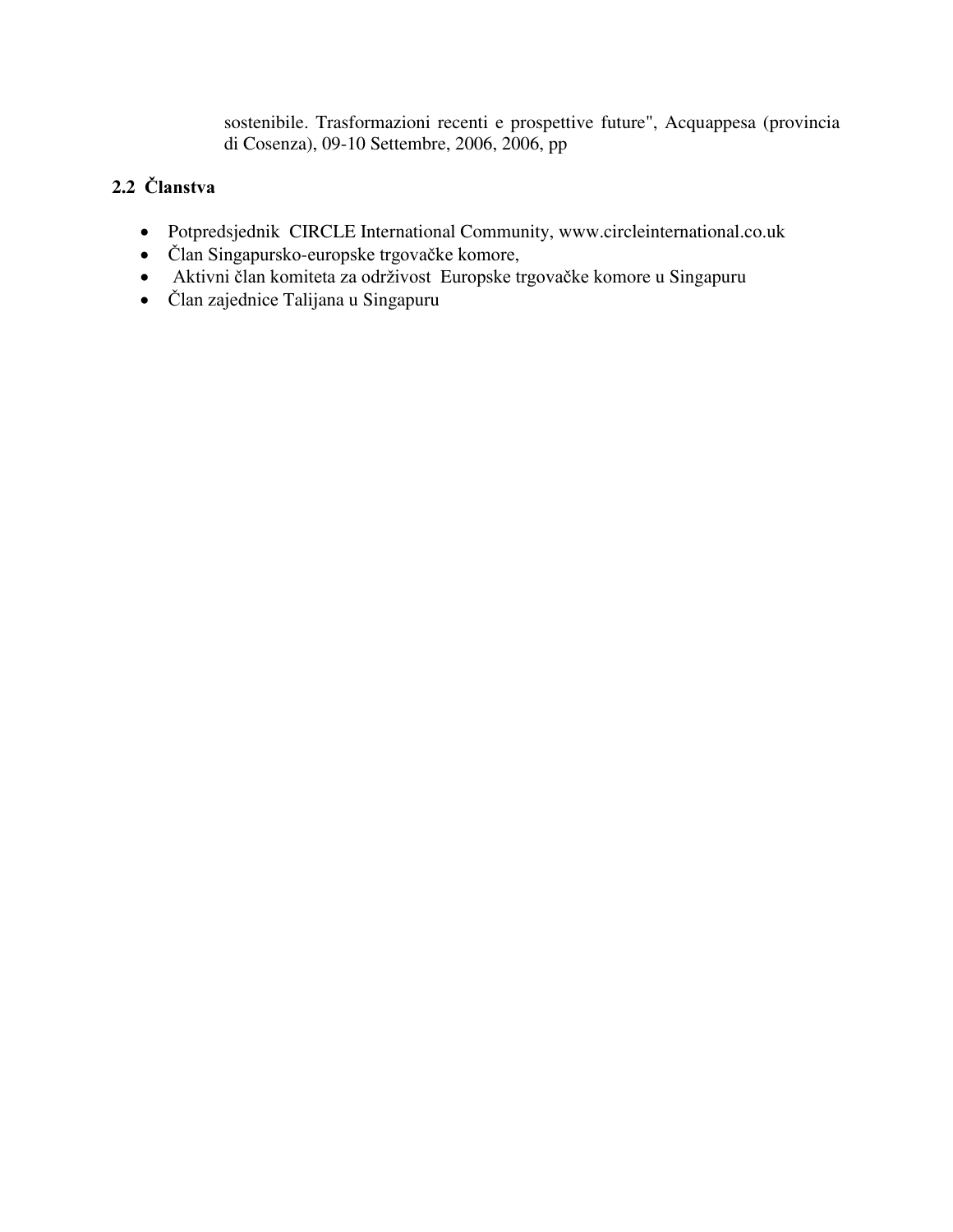sostenibile. Trasformazioni recenti e prospettive future", Acquappesa (provincia di Cosenza), 09-10 Settembre, 2006, 2006, pp

## 2.2 Članstva

- Potpredsjednik CIRCLE International Community, www.circleinternational.co.uk
- Član Singapursko-europske trgovačke komore,
- Aktivni član komiteta za održivost Europske trgovačke komore u Singapuru
- Član zajednice Talijana u Singapuru